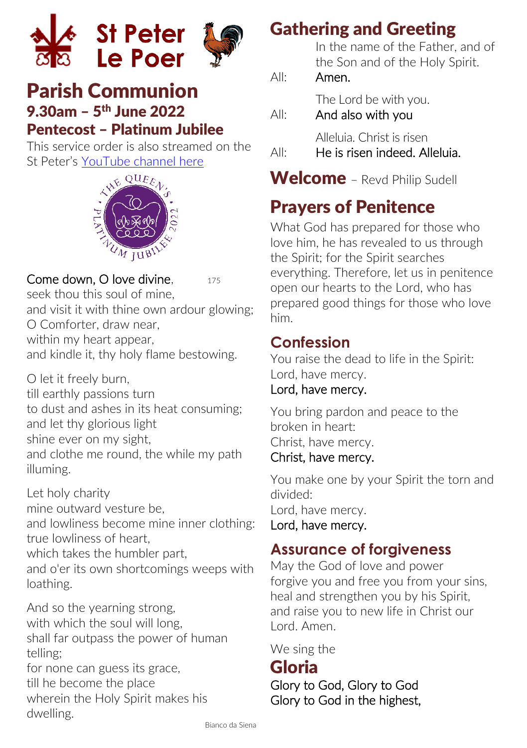# St Peter Le Poer

# Parish Communion

## 9.30am – 5th June 2022

## Pentecost – Platinum Jubilee

This service order is also streamed on the St Peter's YouTube channel here

Come down, O love divine, 175
seek thou this soul of mine,
and visit it with thine own ardour glowing;
O Comforter, draw near,
within my heart appear,
and kindle it, thy holy flame bestowing.

O let it freely burn,
till earthly passions turn
to dust and ashes in its heat consuming;
and let thy glorious light
shine ever on my sight,
and clothe me round, the while my path illuming.

Let holy charity
mine outward vesture be,
and lowliness become mine inner clothing:
true lowliness of heart,
which takes the humbler part,
and o'er its own shortcomings weeps with loathing.

And so the yearning strong,
with which the soul will long,
shall far outpass the power of human telling;
for none can guess its grace,
till he become the place
wherein the Holy Spirit makes his dwelling.

Bianco da Siena

## Gathering and Greeting

In the name of the Father, and of the Son and of the Holy Spirit.
All: **Amen.**

The Lord be with you.
All: **And also with you**

Alleluia. Christ is risen
All: **He is risen indeed. Alleluia.**

## Welcome – Revd Philip Sudell

## Prayers of Penitence

What God has prepared for those who love him, he has revealed to us through the Spirit; for the Spirit searches everything. Therefore, let us in penitence open our hearts to the Lord, who has prepared good things for those who love him.

### Confession

You raise the dead to life in the Spirit:
Lord, have mercy.
**Lord, have mercy.**

You bring pardon and peace to the broken in heart:
Christ, have mercy.
**Christ, have mercy.**

You make one by your Spirit the torn and divided:
Lord, have mercy.
**Lord, have mercy.**

### Assurance of forgiveness

May the God of love and power
forgive you and free you from your sins,
heal and strengthen you by his Spirit,
and raise you to new life in Christ our Lord. Amen.

We sing the

## Gloria

**Glory to God, Glory to God
Glory to God in the highest,**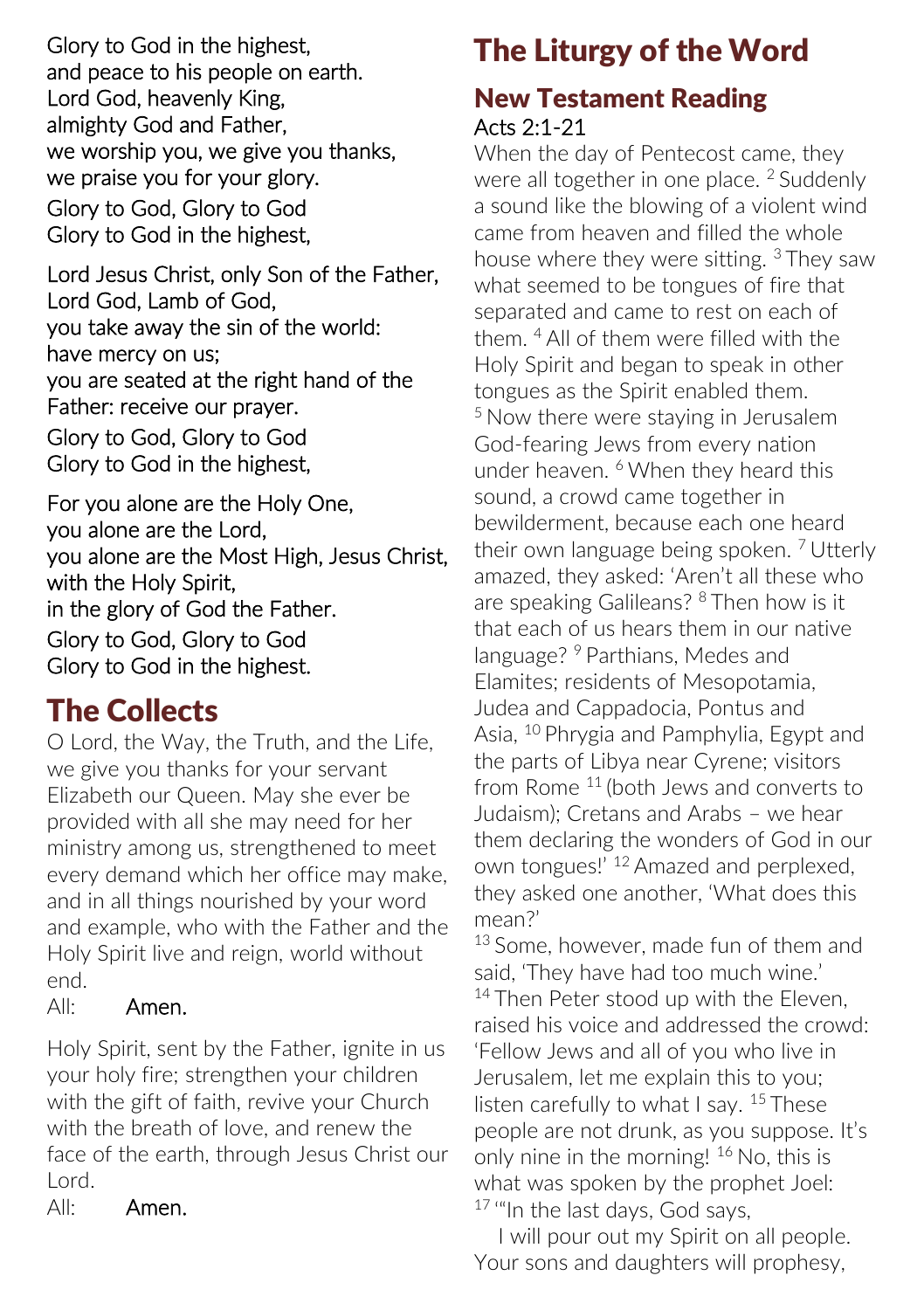Glory to God in the highest,
and peace to his people on earth.
Lord God, heavenly King,
almighty God and Father,
we worship you, we give you thanks,
we praise you for your glory.
**Glory to God, Glory to God**
**Glory to God in the highest,**

Lord Jesus Christ, only Son of the Father,
Lord God, Lamb of God,
you take away the sin of the world:
have mercy on us;
you are seated at the right hand of the Father: receive our prayer.
**Glory to God, Glory to God**
**Glory to God in the highest,**

For you alone are the Holy One,
you alone are the Lord,
you alone are the Most High, Jesus Christ,
with the Holy Spirit,
in the glory of God the Father.
**Glory to God, Glory to God**
**Glory to God in the highest.**

# The Collects

O Lord, the Way, the Truth, and the Life, we give you thanks for your servant Elizabeth our Queen. May she ever be provided with all she may need for her ministry among us, strengthened to meet every demand which her office may make, and in all things nourished by your word and example, who with the Father and the Holy Spirit live and reign, world without end.

All: **Amen.**

Holy Spirit, sent by the Father, ignite in us your holy fire; strengthen your children with the gift of faith, revive your Church with the breath of love, and renew the face of the earth, through Jesus Christ our Lord.

All: **Amen.**

# The Liturgy of the Word

## New Testament Reading

Acts 2:1-21

When the day of Pentecost came, they were all together in one place. [2] Suddenly a sound like the blowing of a violent wind came from heaven and filled the whole house where they were sitting. [3] They saw what seemed to be tongues of fire that separated and came to rest on each of them. [4] All of them were filled with the Holy Spirit and began to speak in other tongues as the Spirit enabled them.
[5] Now there were staying in Jerusalem God-fearing Jews from every nation under heaven. [6] When they heard this sound, a crowd came together in bewilderment, because each one heard their own language being spoken. [7] Utterly amazed, they asked: 'Aren't all these who are speaking Galileans? [8] Then how is it that each of us hears them in our native language? [9] Parthians, Medes and Elamites; residents of Mesopotamia, Judea and Cappadocia, Pontus and Asia, [10] Phrygia and Pamphylia, Egypt and the parts of Libya near Cyrene; visitors from Rome [11] (both Jews and converts to Judaism); Cretans and Arabs – we hear them declaring the wonders of God in our own tongues!' [12] Amazed and perplexed, they asked one another, 'What does this mean?'
[13] Some, however, made fun of them and said, 'They have had too much wine.'
[14] Then Peter stood up with the Eleven, raised his voice and addressed the crowd: 'Fellow Jews and all of you who live in Jerusalem, let me explain this to you; listen carefully to what I say. [15] These people are not drunk, as you suppose. It's only nine in the morning! [16] No, this is what was spoken by the prophet Joel:
[17] '"In the last days, God says,
I will pour out my Spirit on all people.
Your sons and daughters will prophesy,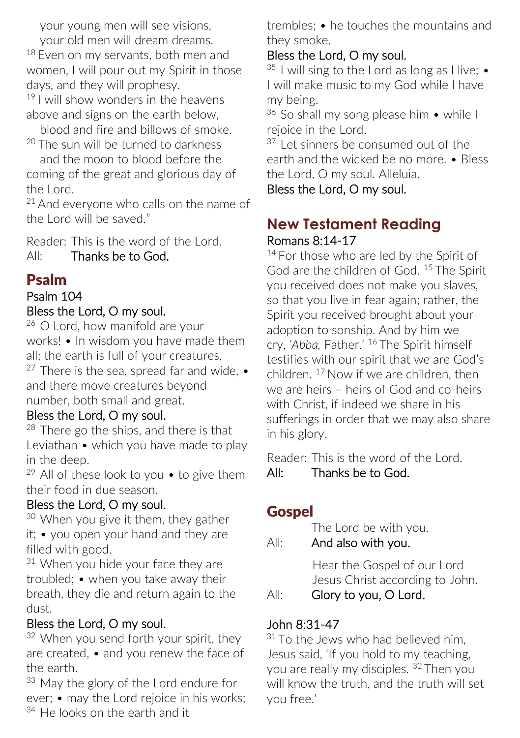your young men will see visions,
your old men will dream dreams.

[18] Even on my servants, both men and women, I will pour out my Spirit in those days, and they will prophesy.

[19] I will show wonders in the heavens above and signs on the earth below,
blood and fire and billows of smoke.

[20] The sun will be turned to darkness
and the moon to blood before the coming of the great and glorious day of the Lord.

[21] And everyone who calls on the name of the Lord will be saved."

Reader: This is the word of the Lord.
All: Thanks be to God.

## Psalm

Psalm 104

Bless the Lord, O my soul.

[26] O Lord, how manifold are your works! • In wisdom you have made them all; the earth is full of your creatures.

[27] There is the sea, spread far and wide, • and there move creatures beyond number, both small and great.

Bless the Lord, O my soul.

[28] There go the ships, and there is that Leviathan • which you have made to play in the deep.

[29] All of these look to you • to give them their food in due season.

Bless the Lord, O my soul.

[30] When you give it them, they gather it; • you open your hand and they are filled with good.

[31] When you hide your face they are troubled; • when you take away their breath, they die and return again to the dust.

Bless the Lord, O my soul.

[32] When you send forth your spirit, they are created, • and you renew the face of the earth.

[33] May the glory of the Lord endure for ever; • may the Lord rejoice in his works;

[34] He looks on the earth and it trembles; • he touches the mountains and they smoke.

Bless the Lord, O my soul.

[35] I will sing to the Lord as long as I live; • I will make music to my God while I have my being.

[36] So shall my song please him • while I rejoice in the Lord.

[37] Let sinners be consumed out of the earth and the wicked be no more. • Bless the Lord, O my soul. Alleluia.

Bless the Lord, O my soul.

## New Testament Reading

Romans 8:14-17

[14] For those who are led by the Spirit of God are the children of God. [15] The Spirit you received does not make you slaves, so that you live in fear again; rather, the Spirit you received brought about your adoption to sonship. And by him we cry, *'Abba,* Father.' [16] The Spirit himself testifies with our spirit that we are God's children. [17] Now if we are children, then we are heirs – heirs of God and co-heirs with Christ, if indeed we share in his sufferings in order that we may also share in his glory.

Reader: This is the word of the Lord.
All: Thanks be to God.

## Gospel

The Lord be with you.
All: And also with you.

Hear the Gospel of our Lord Jesus Christ according to John.
All: Glory to you, O Lord.

John 8:31-47

[31] To the Jews who had believed him, Jesus said, 'If you hold to my teaching, you are really my disciples. [32] Then you will know the truth, and the truth will set you free.'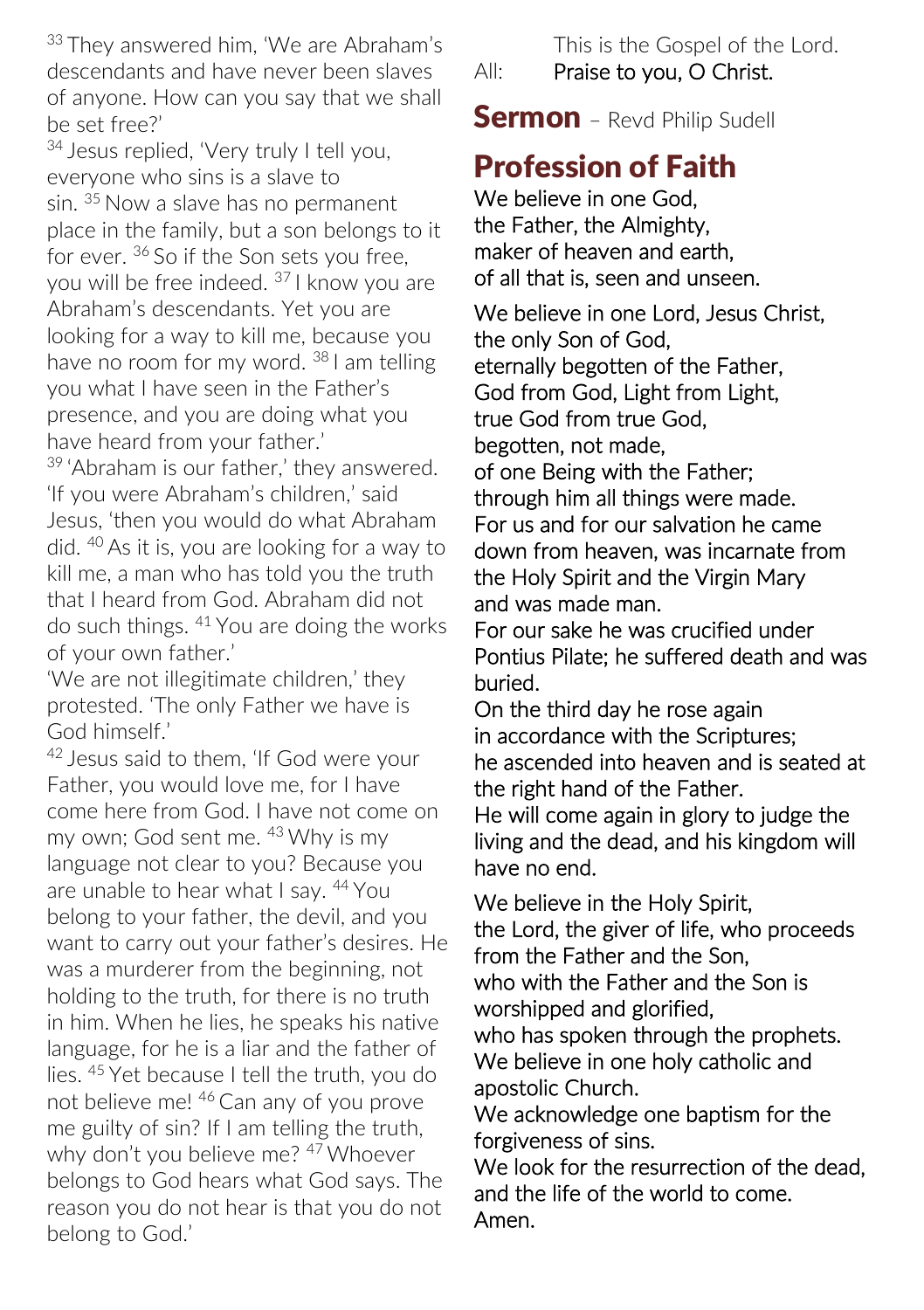[33] They answered him, 'We are Abraham's descendants and have never been slaves of anyone. How can you say that we shall be set free?'
[34] Jesus replied, 'Very truly I tell you, everyone who sins is a slave to sin. [35] Now a slave has no permanent place in the family, but a son belongs to it for ever. [36] So if the Son sets you free, you will be free indeed. [37] I know you are Abraham's descendants. Yet you are looking for a way to kill me, because you have no room for my word. [38] I am telling you what I have seen in the Father's presence, and you are doing what you have heard from your father.'
[39] 'Abraham is our father,' they answered. 'If you were Abraham's children,' said Jesus, 'then you would do what Abraham did. [40] As it is, you are looking for a way to kill me, a man who has told you the truth that I heard from God. Abraham did not do such things. [41] You are doing the works of your own father.'
'We are not illegitimate children,' they protested. 'The only Father we have is God himself.'
[42] Jesus said to them, 'If God were your Father, you would love me, for I have come here from God. I have not come on my own; God sent me. [43] Why is my language not clear to you? Because you are unable to hear what I say. [44] You belong to your father, the devil, and you want to carry out your father's desires. He was a murderer from the beginning, not holding to the truth, for there is no truth in him. When he lies, he speaks his native language, for he is a liar and the father of lies. [45] Yet because I tell the truth, you do not believe me! [46] Can any of you prove me guilty of sin? If I am telling the truth, why don't you believe me? [47] Whoever belongs to God hears what God says. The reason you do not hear is that you do not belong to God.'

This is the Gospel of the Lord.
All: **Praise to you, O Christ.**

## Sermon – Revd Philip Sudell

## Profession of Faith

We believe in one God,
the Father, the Almighty,
maker of heaven and earth,
of all that is, seen and unseen.

We believe in one Lord, Jesus Christ,
the only Son of God,
eternally begotten of the Father,
God from God, Light from Light,
true God from true God,
begotten, not made,
of one Being with the Father;
through him all things were made.
For us and for our salvation he came down from heaven, was incarnate from the Holy Spirit and the Virgin Mary and was made man.
For our sake he was crucified under Pontius Pilate; he suffered death and was buried.
On the third day he rose again
in accordance with the Scriptures;
he ascended into heaven and is seated at the right hand of the Father.
He will come again in glory to judge the living and the dead, and his kingdom will have no end.

We believe in the Holy Spirit,
the Lord, the giver of life, who proceeds from the Father and the Son,
who with the Father and the Son is worshipped and glorified,
who has spoken through the prophets.
We believe in one holy catholic and apostolic Church.
We acknowledge one baptism for the forgiveness of sins.
We look for the resurrection of the dead, and the life of the world to come.
Amen.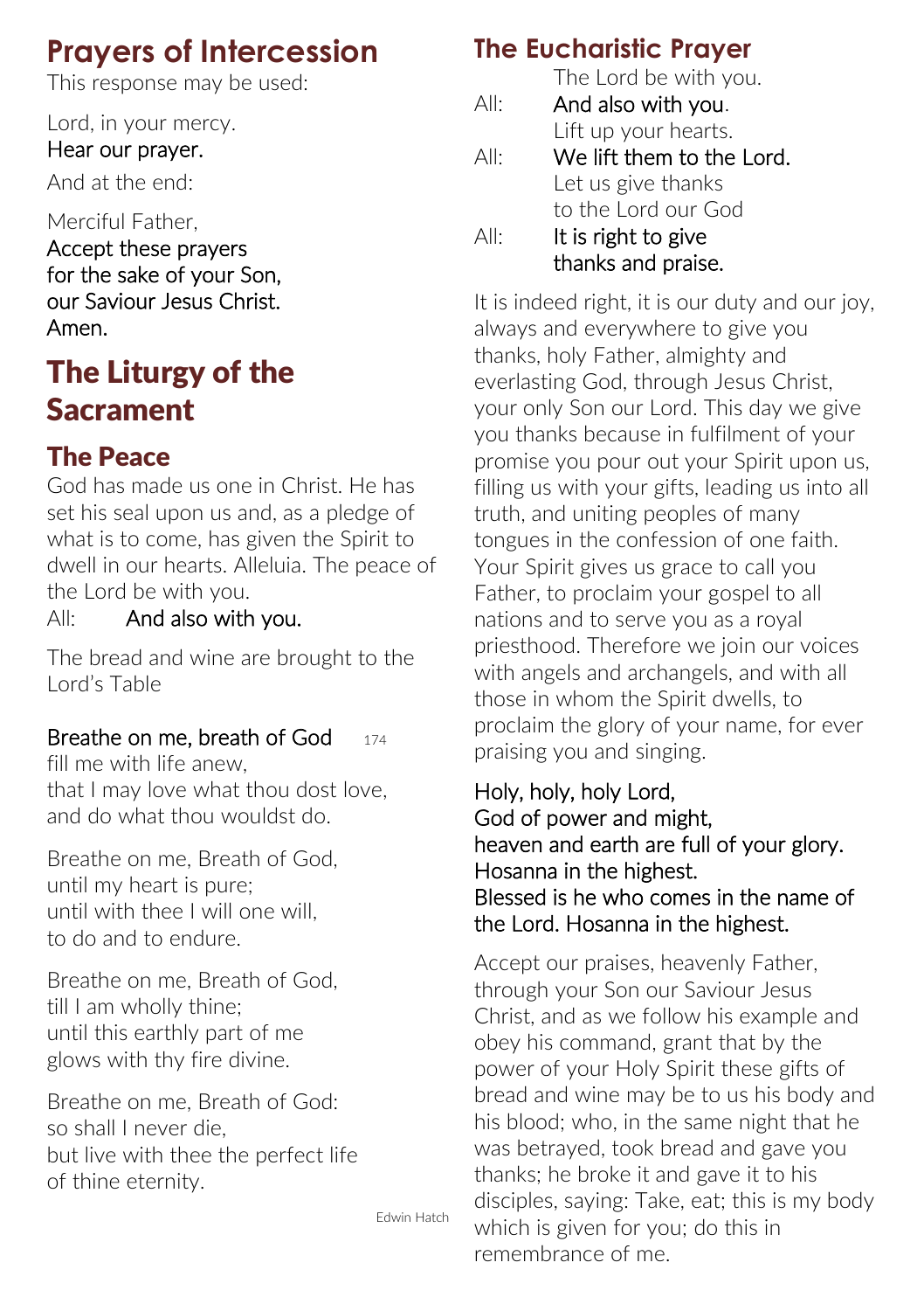# Prayers of Intercession

This response may be used:

Lord, in your mercy.
**Hear our prayer.**

And at the end:

Merciful Father,
**Accept these prayers
for the sake of your Son,
our Saviour Jesus Christ.
Amen.**

# The Liturgy of the Sacrament

## The Peace

God has made us one in Christ. He has set his seal upon us and, as a pledge of what is to come, has given the Spirit to dwell in our hearts. Alleluia. The peace of the Lord be with you.

All: **And also with you.**

The bread and wine are brought to the Lord's Table

**Breathe on me, breath of God** 174
fill me with life anew,
that I may love what thou dost love,
and do what thou wouldst do.

Breathe on me, Breath of God,
until my heart is pure;
until with thee I will one will,
to do and to endure.

Breathe on me, Breath of God,
till I am wholly thine;
until this earthly part of me
glows with thy fire divine.

Breathe on me, Breath of God:
so shall I never die,
but live with thee the perfect life
of thine eternity.

Edwin Hatch

## The Eucharistic Prayer

The Lord be with you.
All: **And also with you.**
Lift up your hearts.
All: **We lift them to the Lord.**
Let us give thanks
to the Lord our God
All: **It is right to give
thanks and praise.**

It is indeed right, it is our duty and our joy, always and everywhere to give you thanks, holy Father, almighty and everlasting God, through Jesus Christ, your only Son our Lord. This day we give you thanks because in fulfilment of your promise you pour out your Spirit upon us, filling us with your gifts, leading us into all truth, and uniting peoples of many tongues in the confession of one faith. Your Spirit gives us grace to call you Father, to proclaim your gospel to all nations and to serve you as a royal priesthood. Therefore we join our voices with angels and archangels, and with all those in whom the Spirit dwells, to proclaim the glory of your name, for ever praising you and singing.

**Holy, holy, holy Lord,
God of power and might,
heaven and earth are full of your glory.
Hosanna in the highest.
Blessed is he who comes in the name of the Lord. Hosanna in the highest.**

Accept our praises, heavenly Father, through your Son our Saviour Jesus Christ, and as we follow his example and obey his command, grant that by the power of your Holy Spirit these gifts of bread and wine may be to us his body and his blood; who, in the same night that he was betrayed, took bread and gave you thanks; he broke it and gave it to his disciples, saying: Take, eat; this is my body which is given for you; do this in remembrance of me.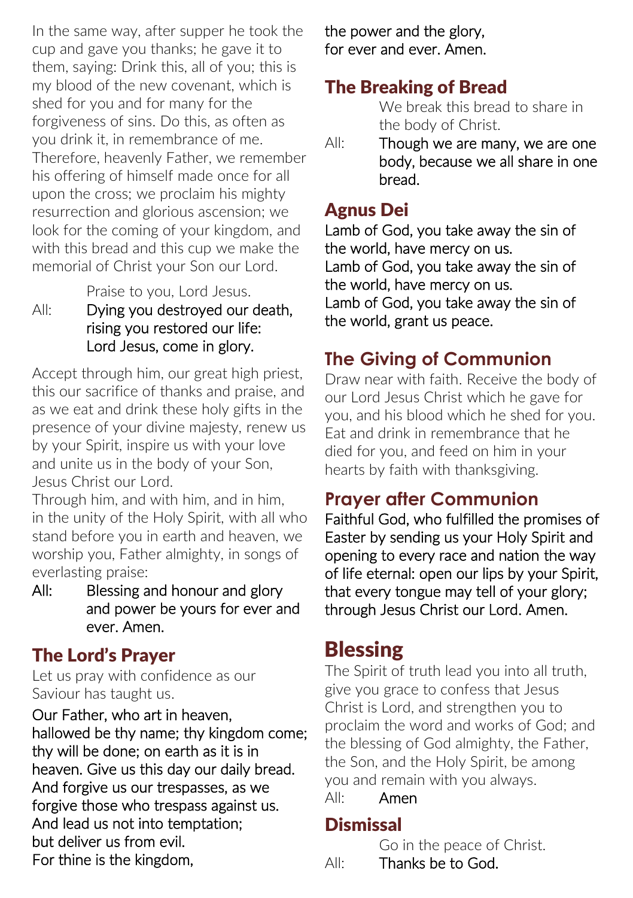In the same way, after supper he took the cup and gave you thanks; he gave it to them, saying: Drink this, all of you; this is my blood of the new covenant, which is shed for you and for many for the forgiveness of sins. Do this, as often as you drink it, in remembrance of me. Therefore, heavenly Father, we remember his offering of himself made once for all upon the cross; we proclaim his mighty resurrection and glorious ascension; we look for the coming of your kingdom, and with this bread and this cup we make the memorial of Christ your Son our Lord.

Praise to you, Lord Jesus.

All: **Dying you destroyed our death, rising you restored our life: Lord Jesus, come in glory.**

Accept through him, our great high priest, this our sacrifice of thanks and praise, and as we eat and drink these holy gifts in the presence of your divine majesty, renew us by your Spirit, inspire us with your love and unite us in the body of your Son, Jesus Christ our Lord.
Through him, and with him, and in him, in the unity of the Holy Spirit, with all who stand before you in earth and heaven, we worship you, Father almighty, in songs of everlasting praise:

All: **Blessing and honour and glory and power be yours for ever and ever. Amen.**

## The Lord's Prayer

Let us pray with confidence as our Saviour has taught us.

**Our Father, who art in heaven, hallowed be thy name; thy kingdom come; thy will be done; on earth as it is in heaven. Give us this day our daily bread. And forgive us our trespasses, as we forgive those who trespass against us. And lead us not into temptation; but deliver us from evil. For thine is the kingdom, the power and the glory, for ever and ever. Amen.**

## The Breaking of Bread

We break this bread to share in the body of Christ.

All: **Though we are many, we are one body, because we all share in one bread.**

## Agnus Dei

**Lamb of God, you take away the sin of the world, have mercy on us.**
**Lamb of God, you take away the sin of the world, have mercy on us.**
**Lamb of God, you take away the sin of the world, grant us peace.**

## The Giving of Communion

Draw near with faith. Receive the body of our Lord Jesus Christ which he gave for you, and his blood which he shed for you. Eat and drink in remembrance that he died for you, and feed on him in your hearts by faith with thanksgiving.

## Prayer after Communion

**Faithful God, who fulfilled the promises of Easter by sending us your Holy Spirit and opening to every race and nation the way of life eternal: open our lips by your Spirit, that every tongue may tell of your glory; through Jesus Christ our Lord. Amen.**

# Blessing

The Spirit of truth lead you into all truth, give you grace to confess that Jesus Christ is Lord, and strengthen you to proclaim the word and works of God; and the blessing of God almighty, the Father, the Son, and the Holy Spirit, be among you and remain with you always.

All: **Amen**

## Dismissal

Go in the peace of Christ.

All: **Thanks be to God.**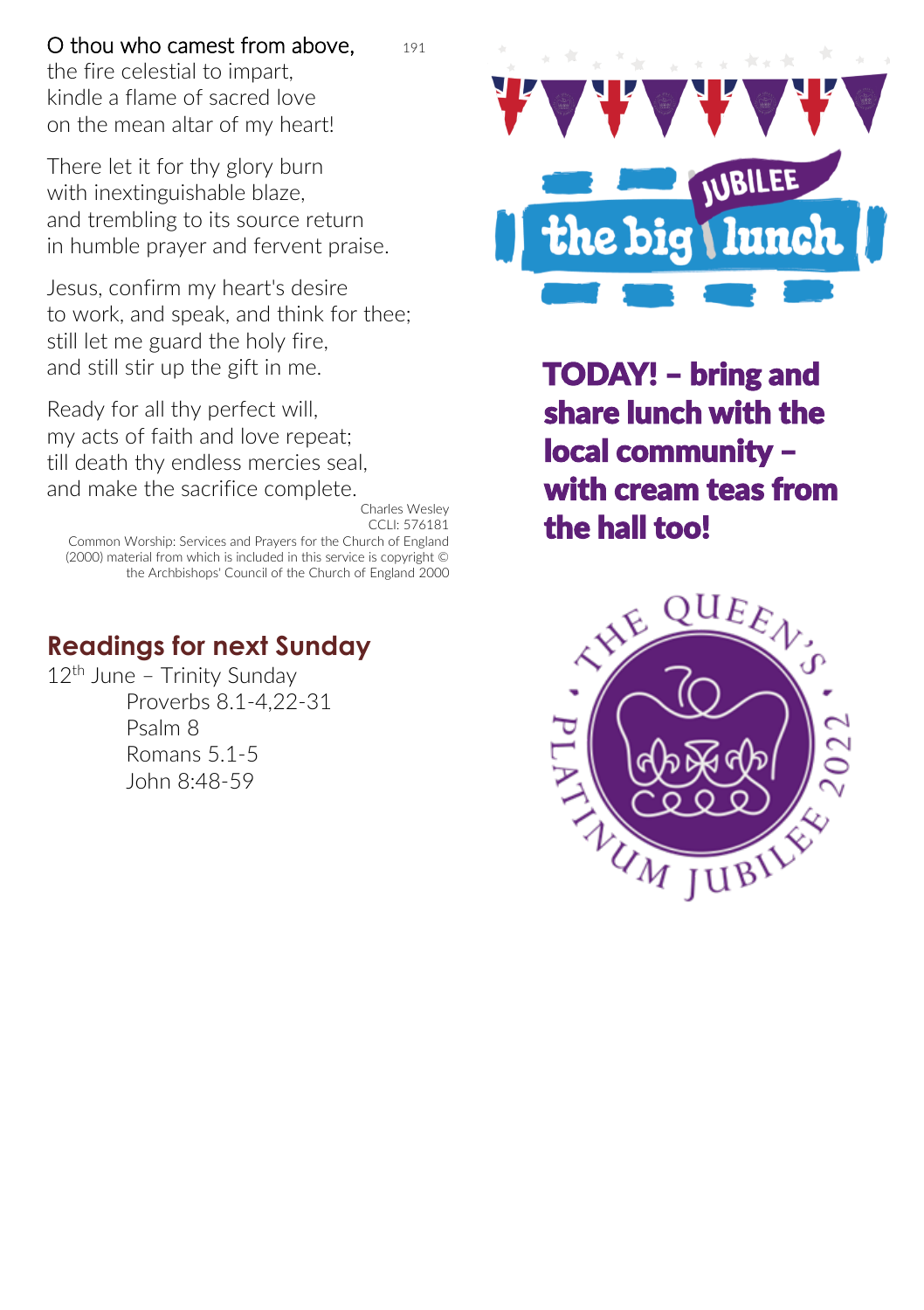O thou who camest from above, 191
the fire celestial to impart,
kindle a flame of sacred love
on the mean altar of my heart!

There let it for thy glory burn
with inextinguishable blaze,
and trembling to its source return
in humble prayer and fervent praise.

Jesus, confirm my heart's desire
to work, and speak, and think for thee;
still let me guard the holy fire,
and still stir up the gift in me.

Ready for all thy perfect will,
my acts of faith and love repeat;
till death thy endless mercies seal,
and make the sacrifice complete.

Charles Wesley
CCLI: 576181

Common Worship: Services and Prayers for the Church of England (2000) material from which is included in this service is copyright © the Archbishops' Council of the Church of England 2000

## Readings for next Sunday

12th June – Trinity Sunday

Proverbs 8.1-4,22-31
Psalm 8
Romans 5.1-5
John 8:48-59

JUBILEE
the big lunch

**TODAY! – bring and share lunch with the local community – with cream teas from the hall too!**

THE QUEEN'S • PLATINUM JUBILEE 2022 •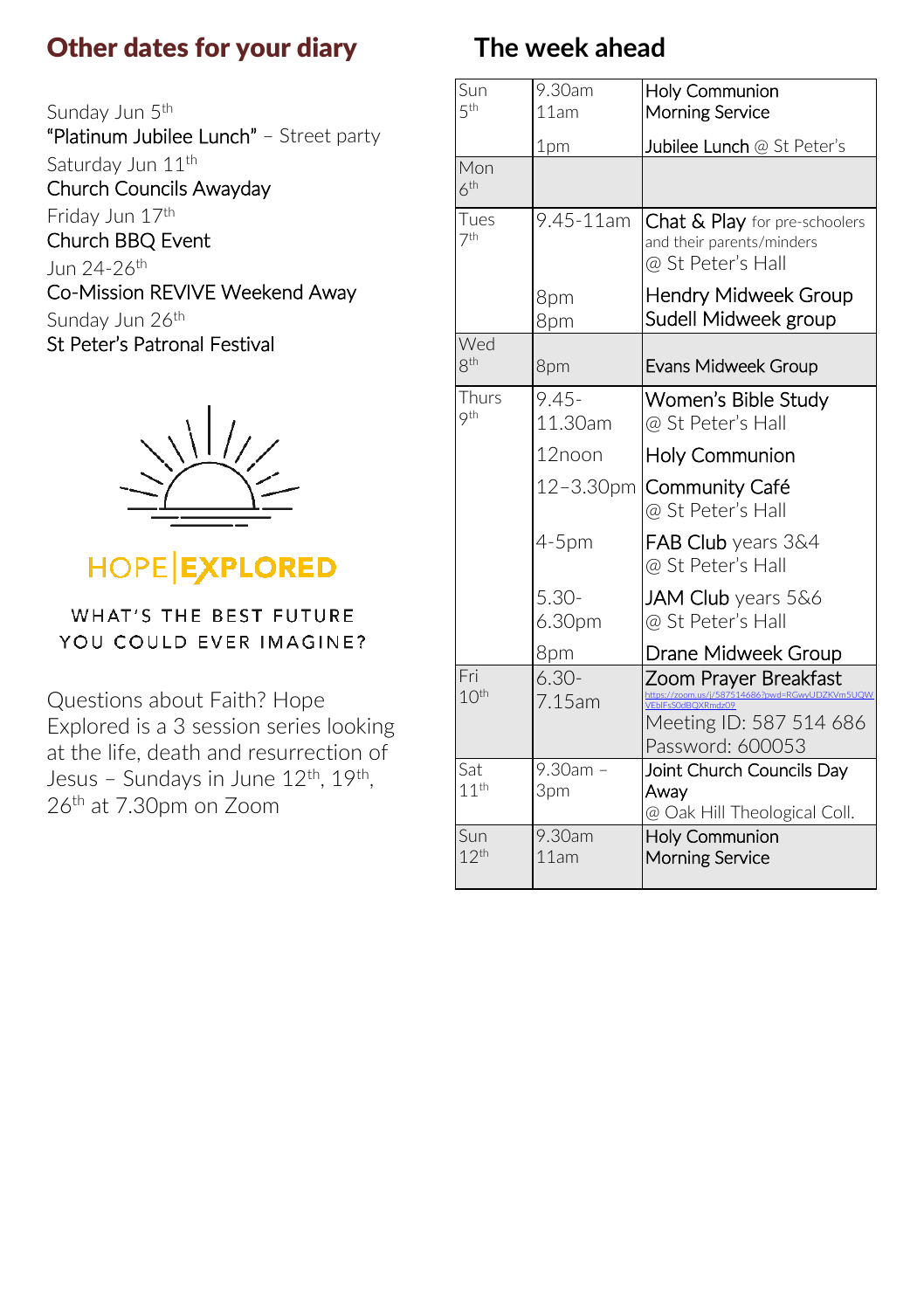## Other dates for your diary

Sunday Jun 5th
"Platinum Jubilee Lunch" – Street party

Saturday Jun 11th
Church Councils Awayday

Friday Jun 17th
Church BBQ Event

Jun 24-26th
Co-Mission REVIVE Weekend Away

Sunday Jun 26th
St Peter's Patronal Festival

HOPE | EXPLORED

WHAT'S THE BEST FUTURE YOU COULD EVER IMAGINE?

Questions about Faith? Hope Explored is a 3 session series looking at the life, death and resurrection of Jesus – Sundays in June 12th, 19th, 26th at 7.30pm on Zoom

## The week ahead

| | | |
|---|---|---|
| Sun 5th | 9.30am<br>11am<br>1pm | Holy Communion<br>Morning Service<br>Jubilee Lunch @ St Peter's |
| Mon 6th | | |
| Tues 7th | 9.45-11am<br>8pm<br>8pm | Chat & Play for pre-schoolers and their parents/minders @ St Peter's Hall<br>Hendry Midweek Group<br>Sudell Midweek group |
| Wed 8th | 8pm | Evans Midweek Group |
| Thurs 9th | 9.45-11.30am<br>12noon<br>12–3.30pm<br>4-5pm<br>5.30-6.30pm<br>8pm | Women's Bible Study @ St Peter's Hall<br>Holy Communion<br>Community Café @ St Peter's Hall<br>FAB Club years 3&4 @ St Peter's Hall<br>JAM Club years 5&6 @ St Peter's Hall<br>Drane Midweek Group |
| Fri 10th | 6.30-7.15am | Zoom Prayer Breakfast<br>https://zoom.us/j/587514686?pwd=RGwyUDZKVm5UQWVEblFsS0dBQXRmdz09<br>Meeting ID: 587 514 686<br>Password: 600053 |
| Sat 11th | 9.30am – 3pm | Joint Church Councils Day Away @ Oak Hill Theological Coll. |
| Sun 12th | 9.30am<br>11am | Holy Communion<br>Morning Service |